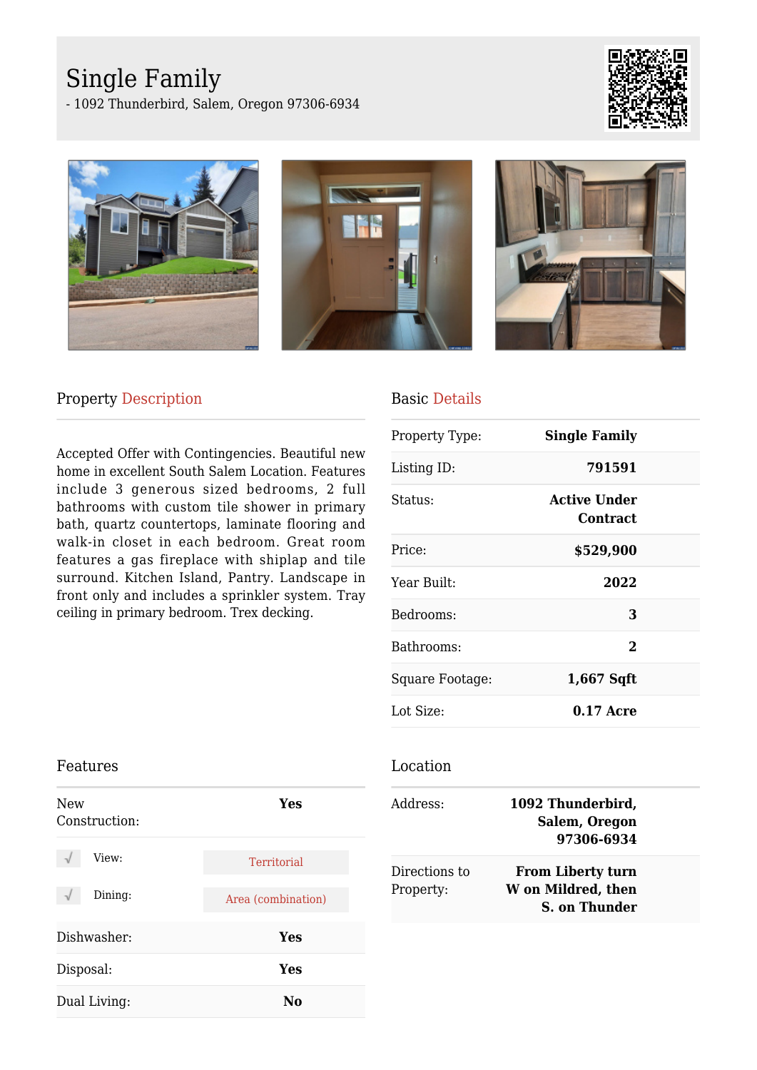# Single Family

- 1092 Thunderbird, Salem, Oregon 97306-6934

## Property Description

Accepted Offer with Contingencies. Beautiful new home in excellent South Salem Location. Features include 3 generous sized bedrooms, 2 full bathrooms with custom tile shower in primary bath, quartz countertops, laminate flooring and walk-in closet in each bedroom. Great room features a gas fireplace with shiplap and tile surround. Kitchen Island, Pantry. Landscape in front only and includes a sprinkler system. Tray ceiling in primary bedroom. Trex decking.

## Basic Details

| | |
|---|---|
| Property Type: | **Single Family** |
| Listing ID: | **791591** |
| Status: | **Active Under Contract** |
| Price: | **$529,900** |
| Year Built: | **2022** |
| Bedrooms: | **3** |
| Bathrooms: | **2** |
| Square Footage: | **1,667 Sqft** |
| Lot Size: | **0.17 Acre** |

## Features

| | |
|---|---|
| New Construction: | **Yes** |
| View: | Territorial |
| Dining: | Area (combination) |
| Dishwasher: | **Yes** |
| Disposal: | **Yes** |
| Dual Living: | **No** |

## Location

| | |
|---|---|
| Address: | **1092 Thunderbird, Salem, Oregon 97306-6934** |
| Directions to Property: | **From Liberty turn W on Mildred, then S. on Thunder** |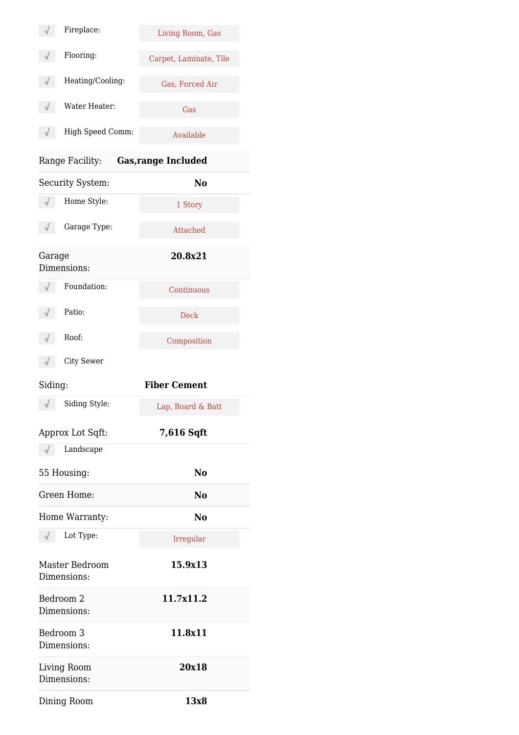| Feature | Value |
|---|---|
| √ Fireplace: | Living Room, Gas |
| √ Flooring: | Carpet, Laminate, Tile |
| √ Heating/Cooling: | Gas, Forced Air |
| √ Water Heater: | Gas |
| √ High Speed Comm: | Available |
| Range Facility: | **Gas,range Included** |
| Security System: | **No** |
| √ Home Style: | 1 Story |
| √ Garage Type: | Attached |
| Garage Dimensions: | **20.8x21** |
| √ Foundation: | Continuous |
| √ Patio: | Deck |
| √ Roof: | Composition |
| √ City Sewer | |
| Siding: | **Fiber Cement** |
| √ Siding Style: | Lap, Board & Batt |
| Approx Lot Sqft: | **7,616 Sqft** |
| √ Landscape | |
| 55 Housing: | **No** |
| Green Home: | **No** |
| Home Warranty: | **No** |
| √ Lot Type: | Irregular |
| Master Bedroom Dimensions: | **15.9x13** |
| Bedroom 2 Dimensions: | **11.7x11.2** |
| Bedroom 3 Dimensions: | **11.8x11** |
| Living Room Dimensions: | **20x18** |
| Dining Room | **13x8** |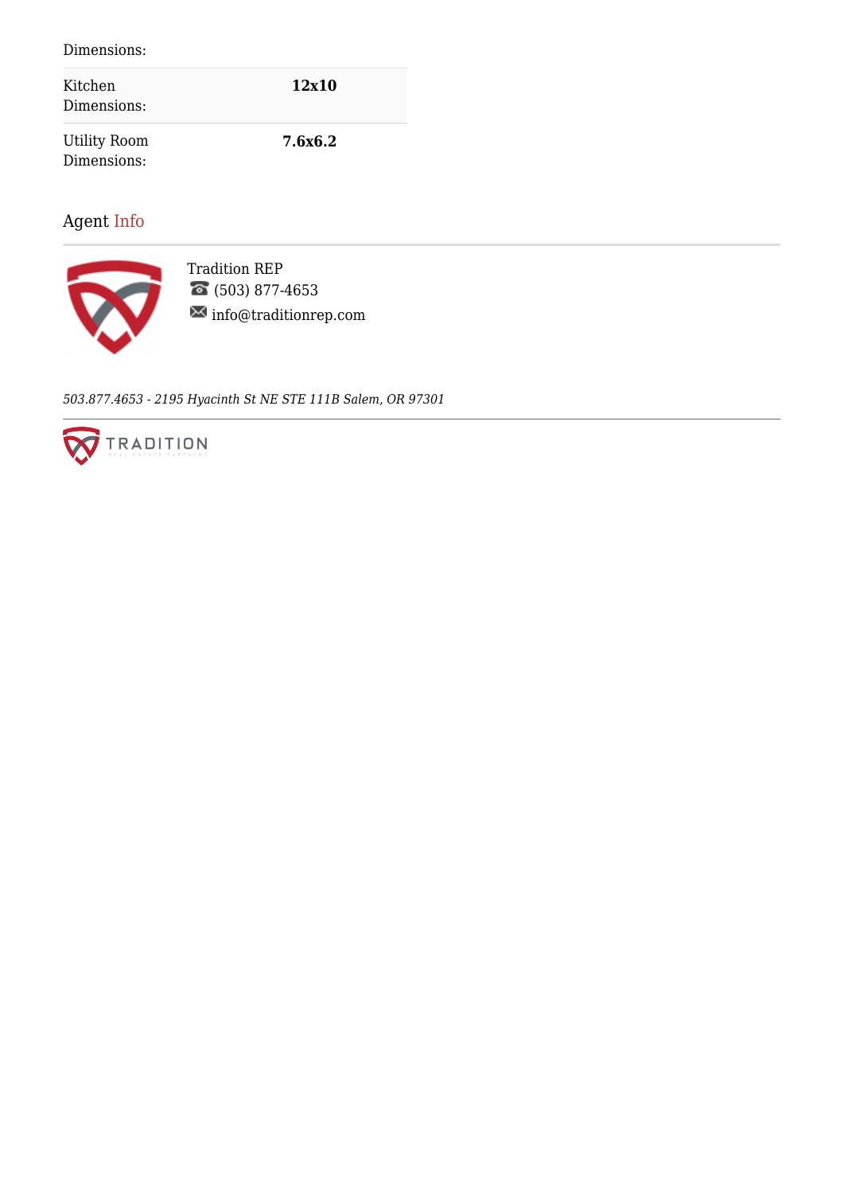Dimensions:

| | |
|---|---|
| Kitchen Dimensions: | **12x10** |
| Utility Room Dimensions: | **7.6x6.2** |

## Agent Info

Tradition REP
☎ (503) 877-4653
✉ info@traditionrep.com

*503.877.4653 - 2195 Hyacinth St NE STE 111B Salem, OR 97301*

TRADITION